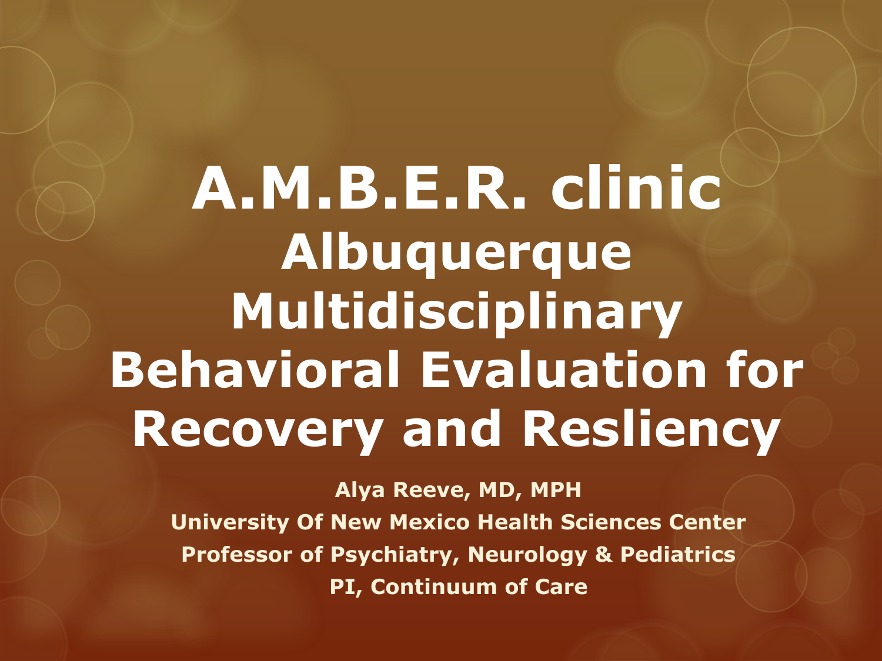# A.M.B.E.R. clinic
## Albuquerque Multidisciplinary Behavioral Evaluation for Recovery and Resliency

**Alya Reeve, MD, MPH**

**University Of New Mexico Health Sciences Center**

**Professor of Psychiatry, Neurology & Pediatrics**

**PI, Continuum of Care**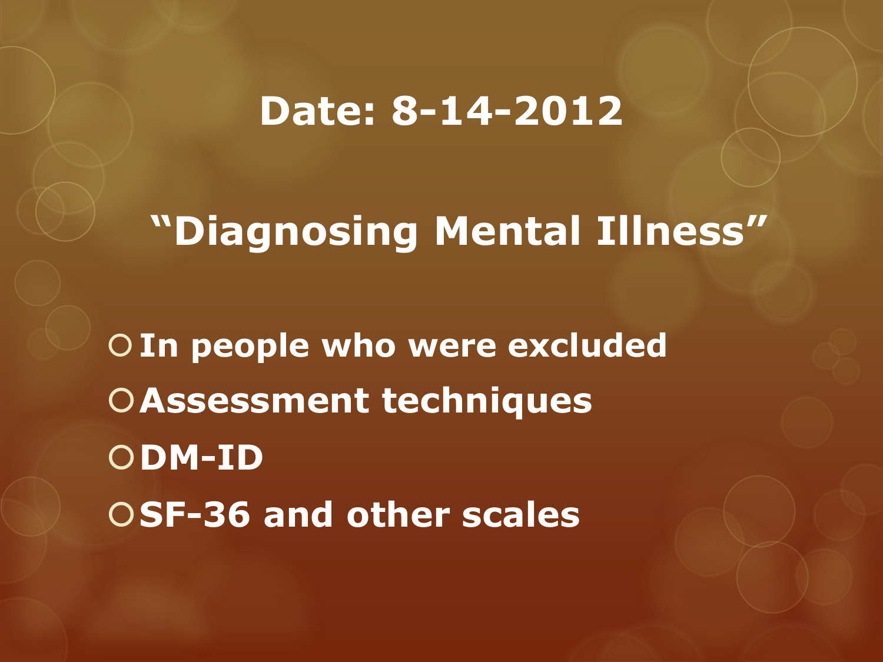## Date: 8-14-2012

# "Diagnosing Mental Illness"

- In people who were excluded
- Assessment techniques
- DM-ID
- SF-36 and other scales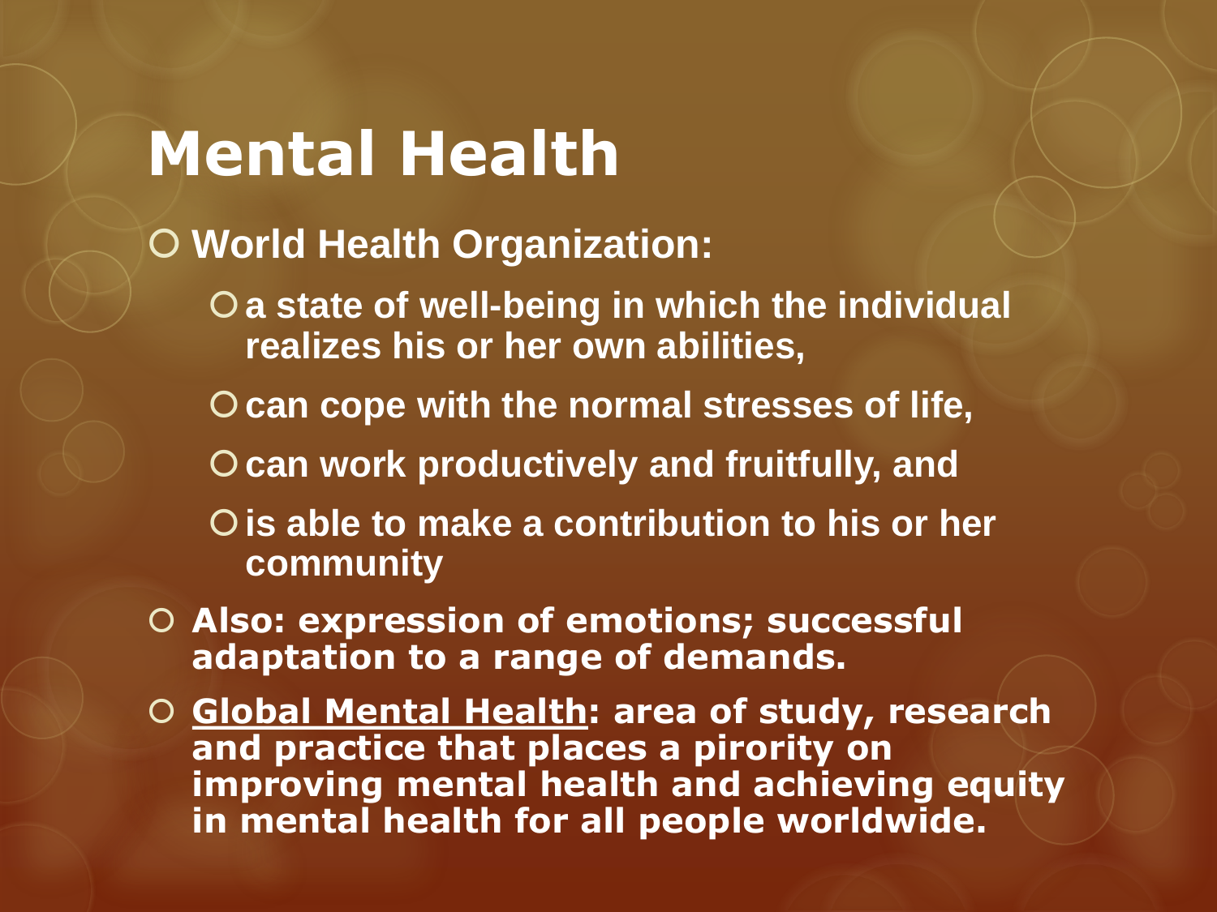# Mental Health

- **World Health Organization:**
  - **a state of well-being in which the individual realizes his or her own abilities,**
  - **can cope with the normal stresses of life,**
  - **can work productively and fruitfully, and**
  - **is able to make a contribution to his or her community**
- **Also: expression of emotions; successful adaptation to a range of demands.**
- **<u>Global Mental Health</u>: area of study, research and practice that places a pirority on improving mental health and achieving equity in mental health for all people worldwide.**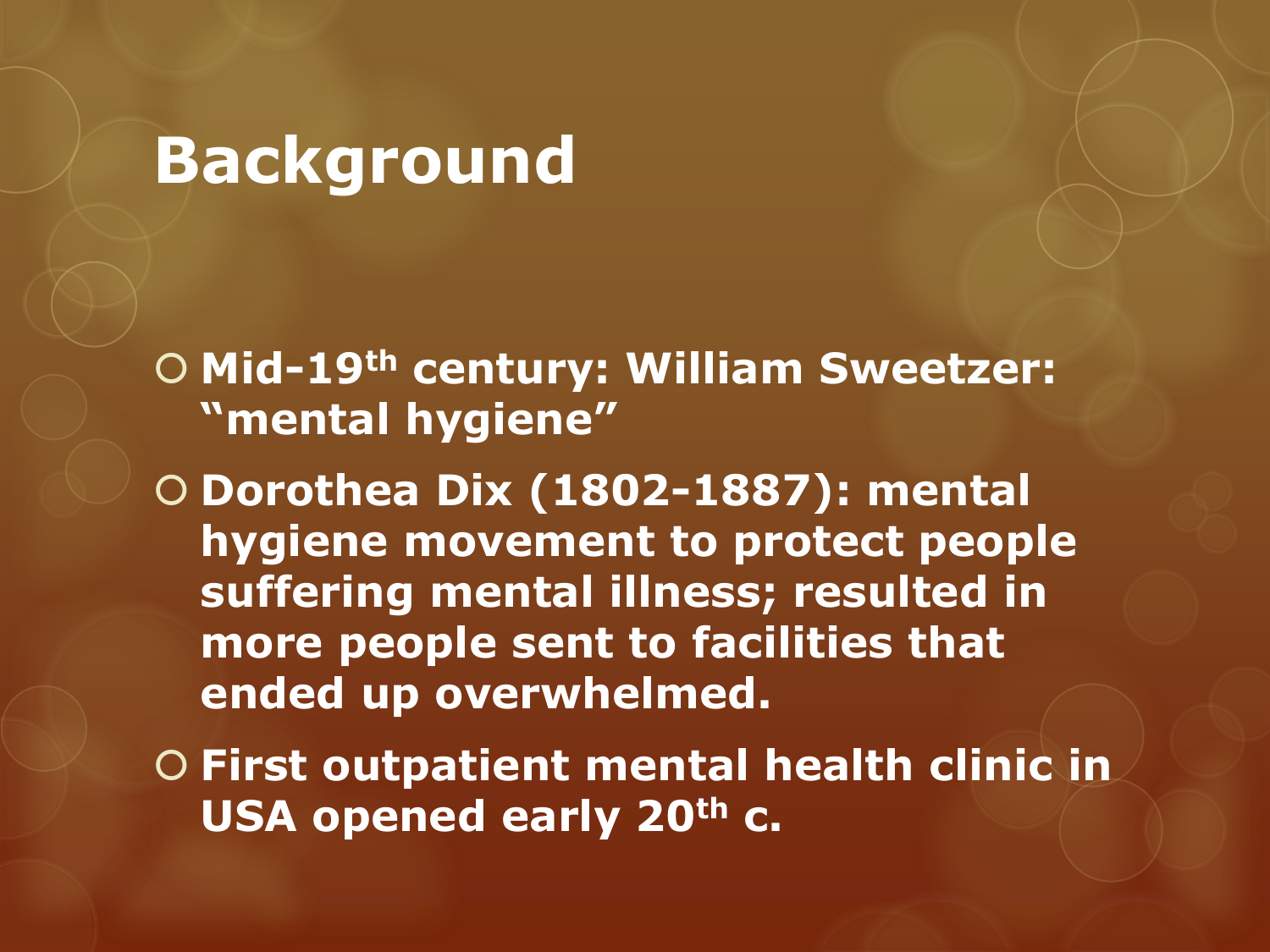# Background

- **Mid-19th century: William Sweetzer: "mental hygiene"**
- **Dorothea Dix (1802-1887): mental hygiene movement to protect people suffering mental illness; resulted in more people sent to facilities that ended up overwhelmed.**
- **First outpatient mental health clinic in USA opened early 20th c.**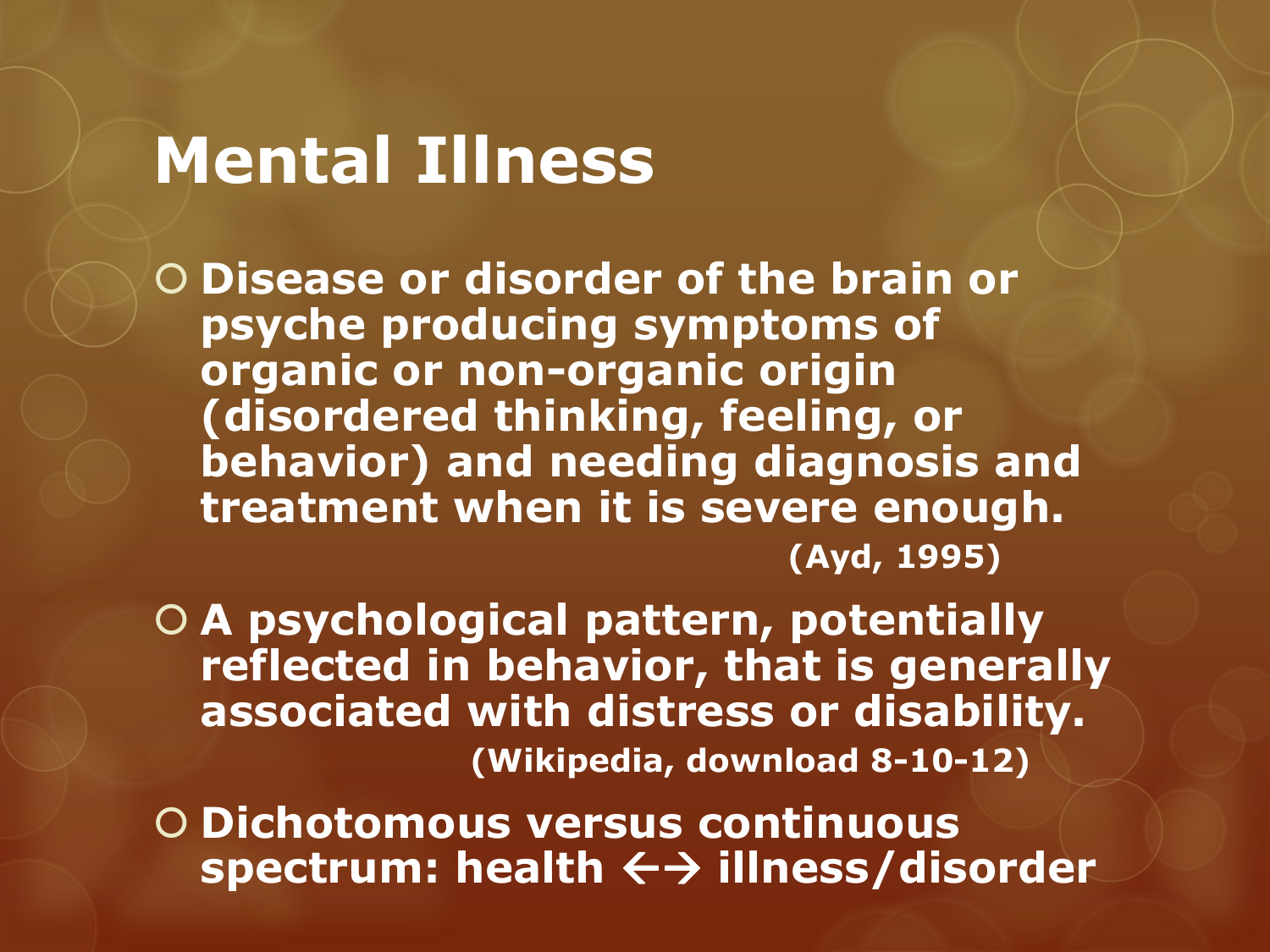# Mental Illness

- **Disease or disorder of the brain or psyche producing symptoms of organic or non-organic origin (disordered thinking, feeling, or behavior) and needing diagnosis and treatment when it is severe enough.**
  **(Ayd, 1995)**
- **A psychological pattern, potentially reflected in behavior, that is generally associated with distress or disability.**
  **(Wikipedia, download 8-10-12)**
- **Dichotomous versus continuous spectrum: health ←→ illness/disorder**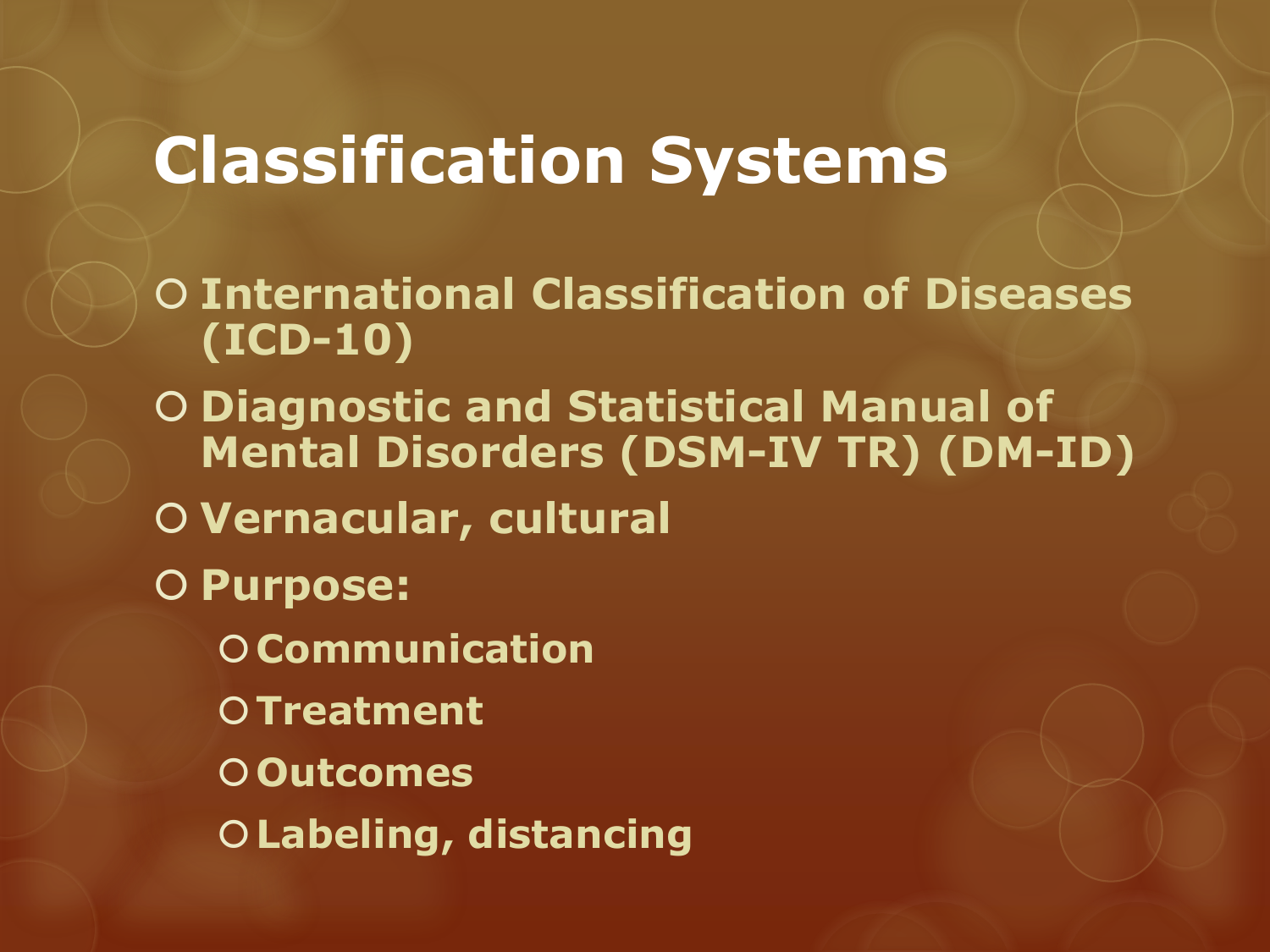# Classification Systems

- International Classification of Diseases (ICD-10)
- Diagnostic and Statistical Manual of Mental Disorders (DSM-IV TR) (DM-ID)
- Vernacular, cultural
- Purpose:
  - Communication
  - Treatment
  - Outcomes
  - Labeling, distancing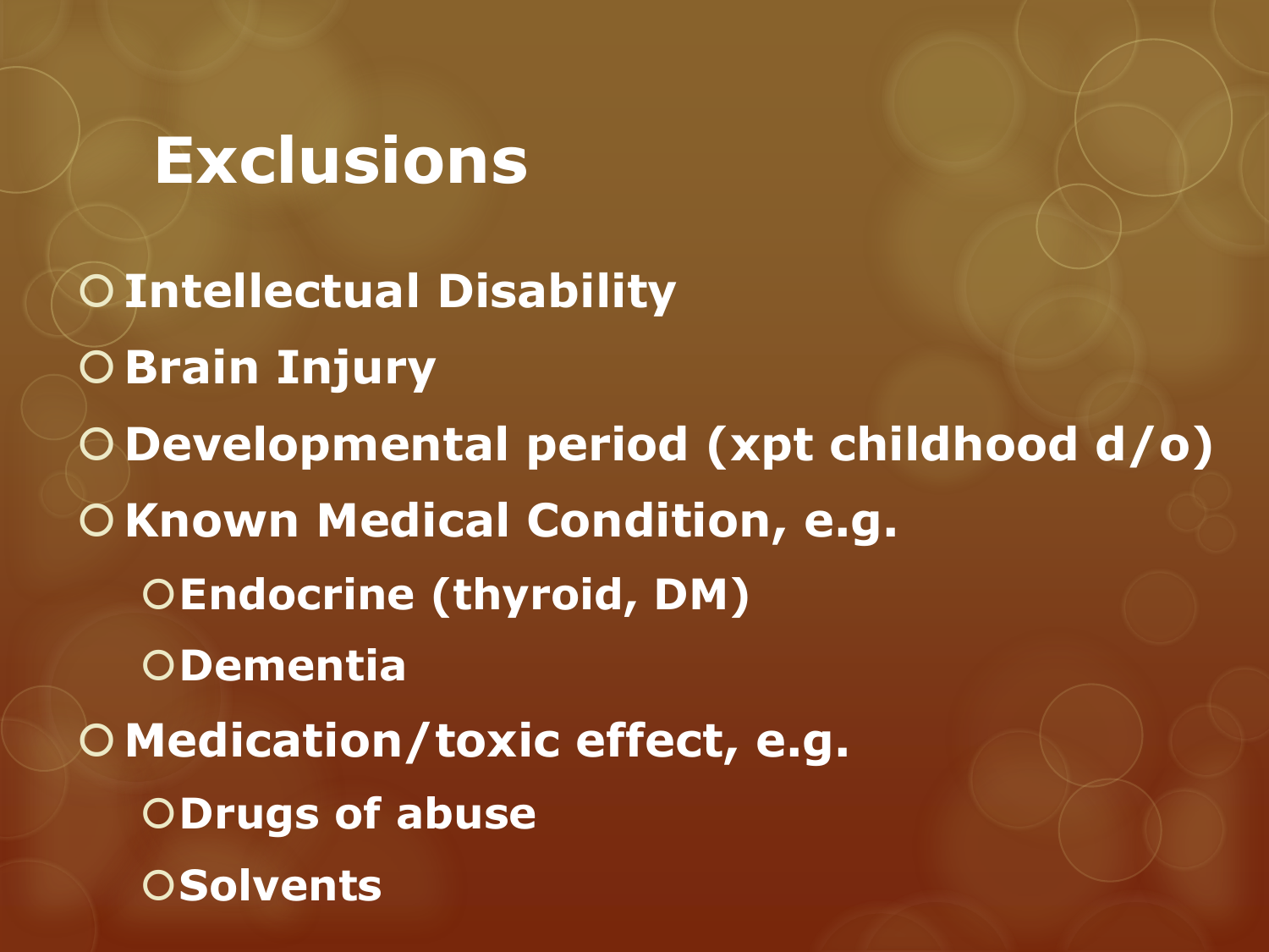# Exclusions

- Intellectual Disability
- Brain Injury
- Developmental period (xpt childhood d/o)
- Known Medical Condition, e.g.
  - Endocrine (thyroid, DM)
  - Dementia
- Medication/toxic effect, e.g.
  - Drugs of abuse
  - Solvents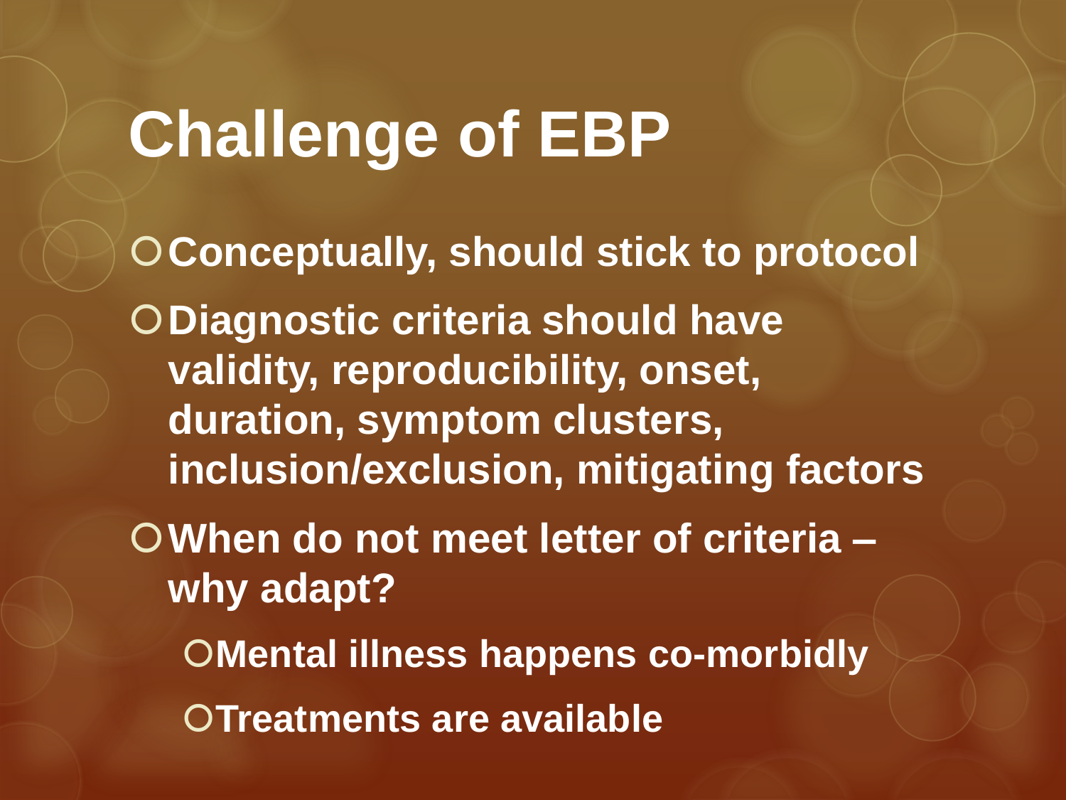# Challenge of EBP

- Conceptually, should stick to protocol
- Diagnostic criteria should have validity, reproducibility, onset, duration, symptom clusters, inclusion/exclusion, mitigating factors
- When do not meet letter of criteria – why adapt?
  - Mental illness happens co-morbidly
  - Treatments are available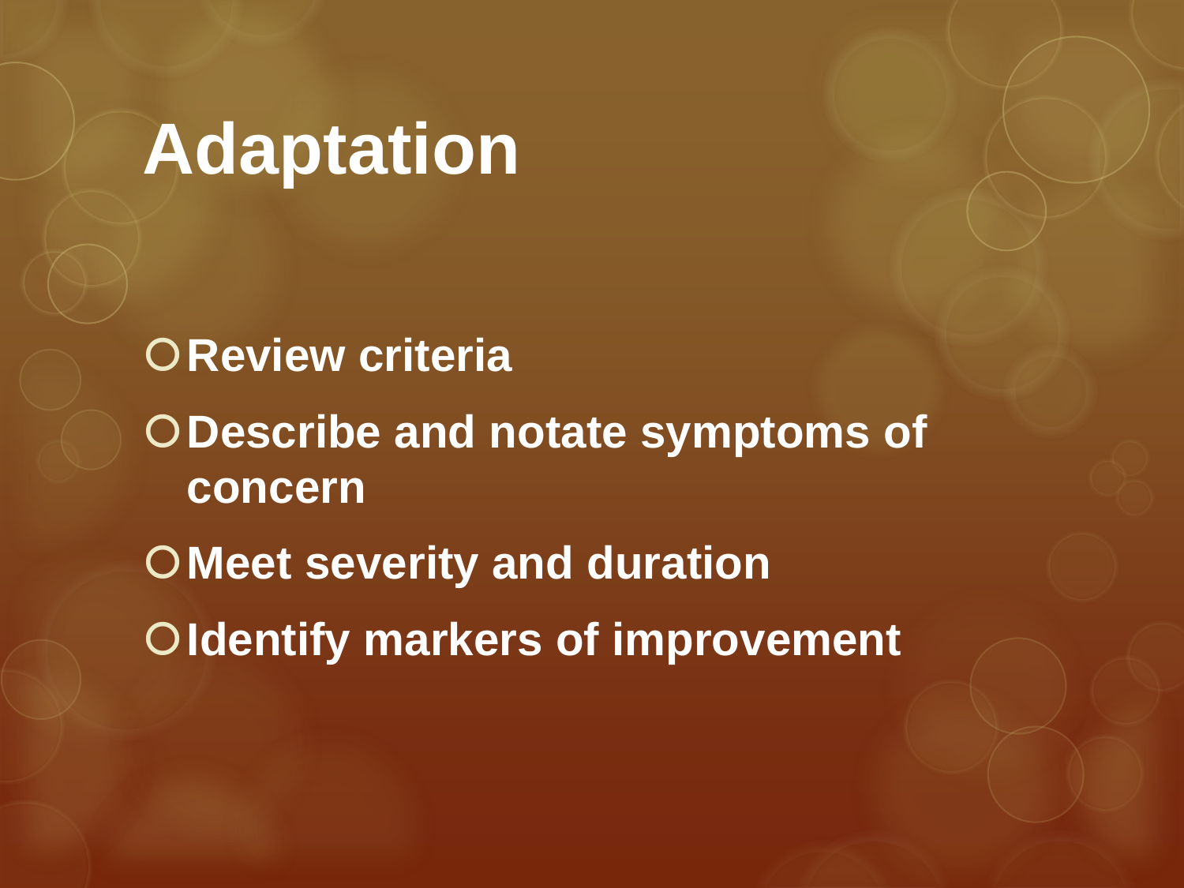# Adaptation

- **Review criteria**
- **Describe and notate symptoms of concern**
- **Meet severity and duration**
- **Identify markers of improvement**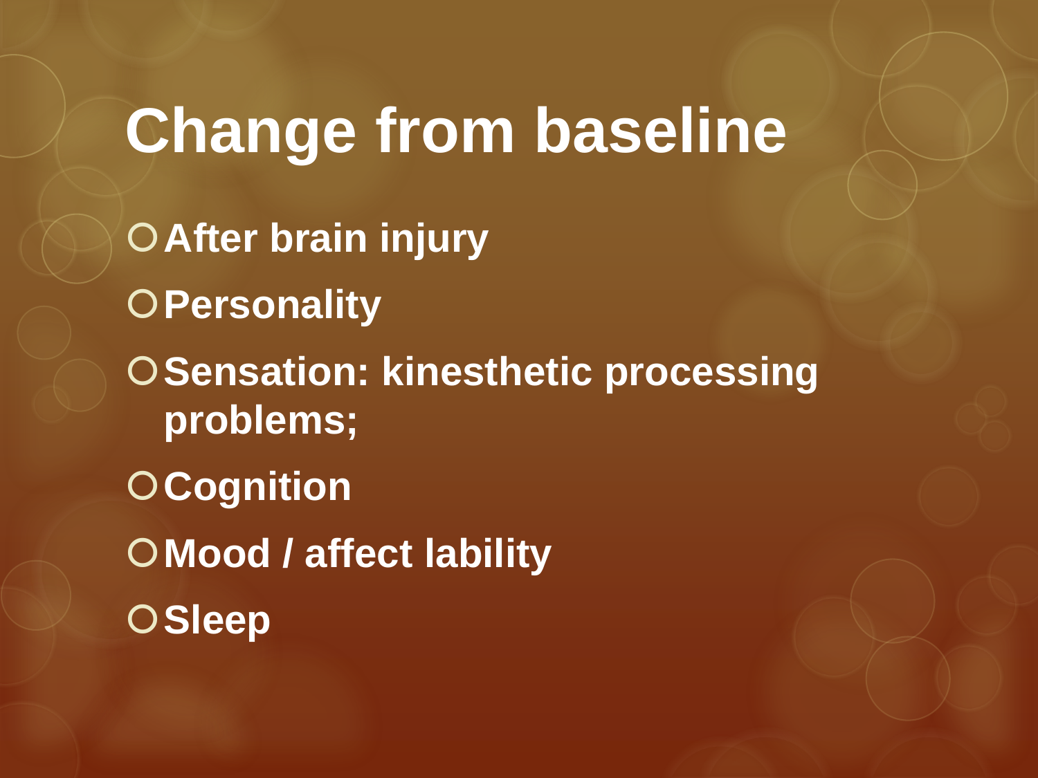# Change from baseline

- After brain injury
- Personality
- Sensation: kinesthetic processing problems;
- Cognition
- Mood / affect lability
- Sleep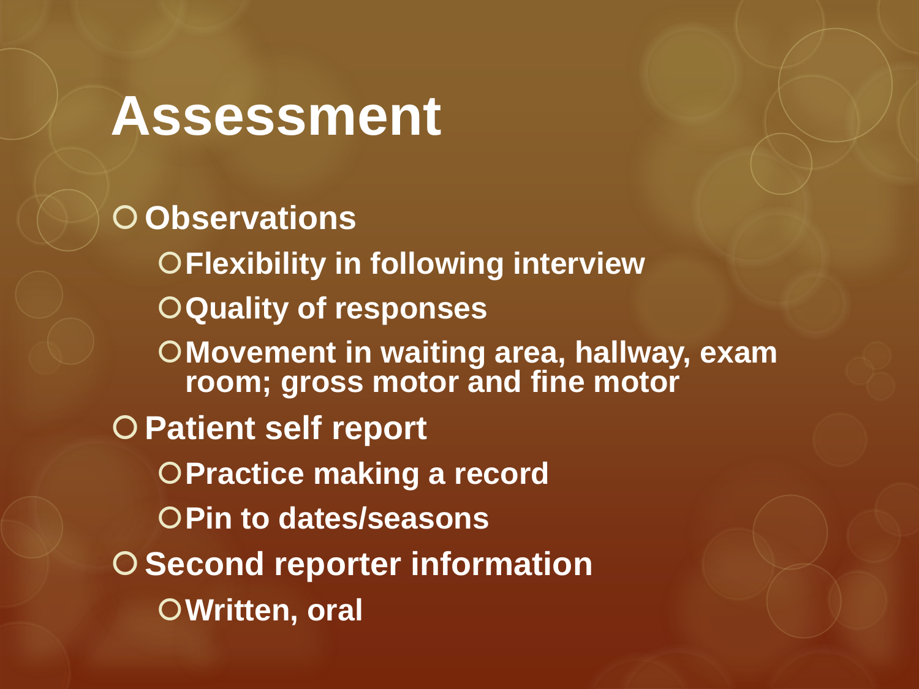# Assessment

- Observations
  - Flexibility in following interview
  - Quality of responses
  - Movement in waiting area, hallway, exam room; gross motor and fine motor
- Patient self report
  - Practice making a record
  - Pin to dates/seasons
- Second reporter information
  - Written, oral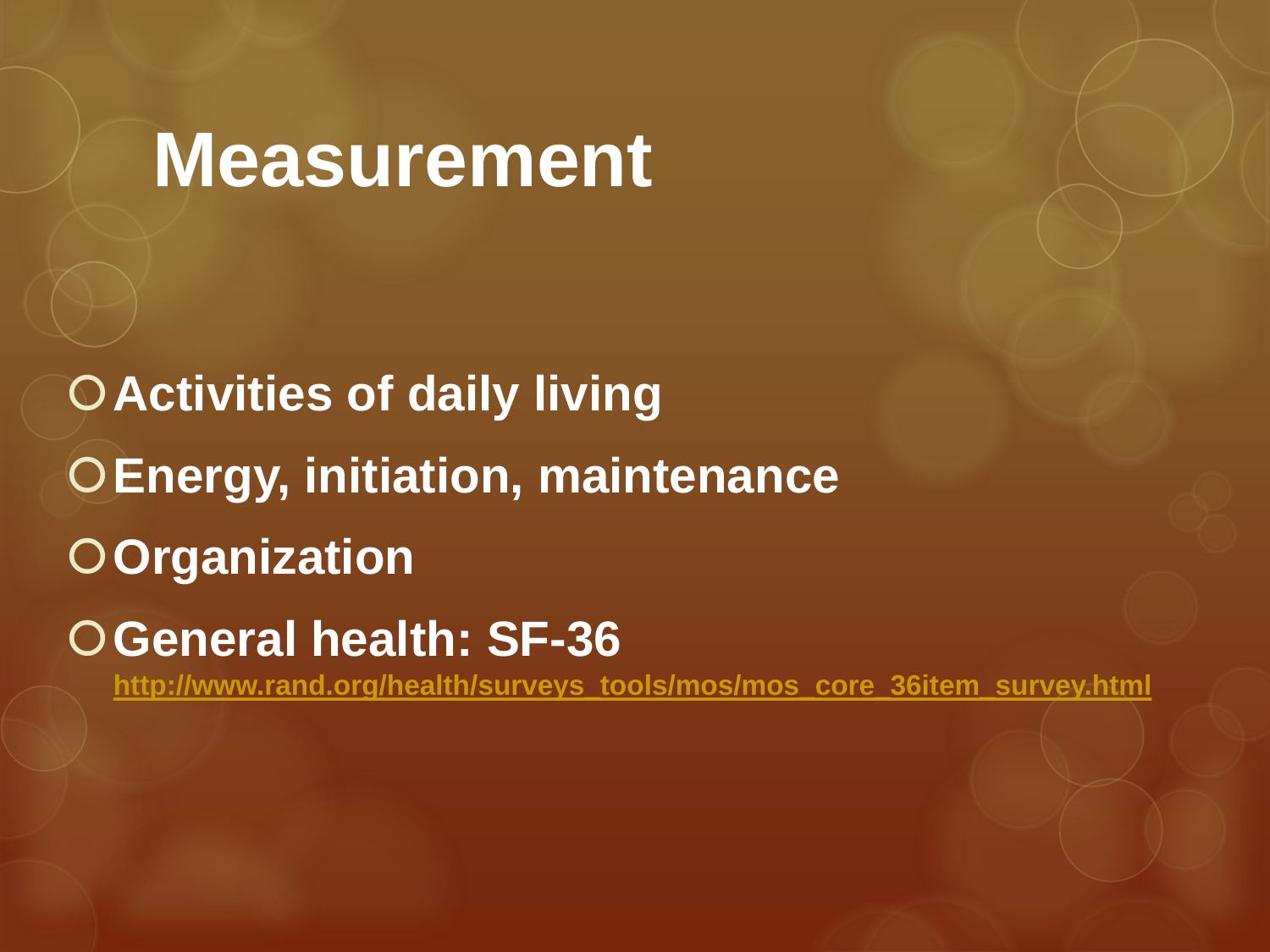# Measurement

- Activities of daily living
- Energy, initiation, maintenance
- Organization
- General health: SF-36
  http://www.rand.org/health/surveys_tools/mos/mos_core_36item_survey.html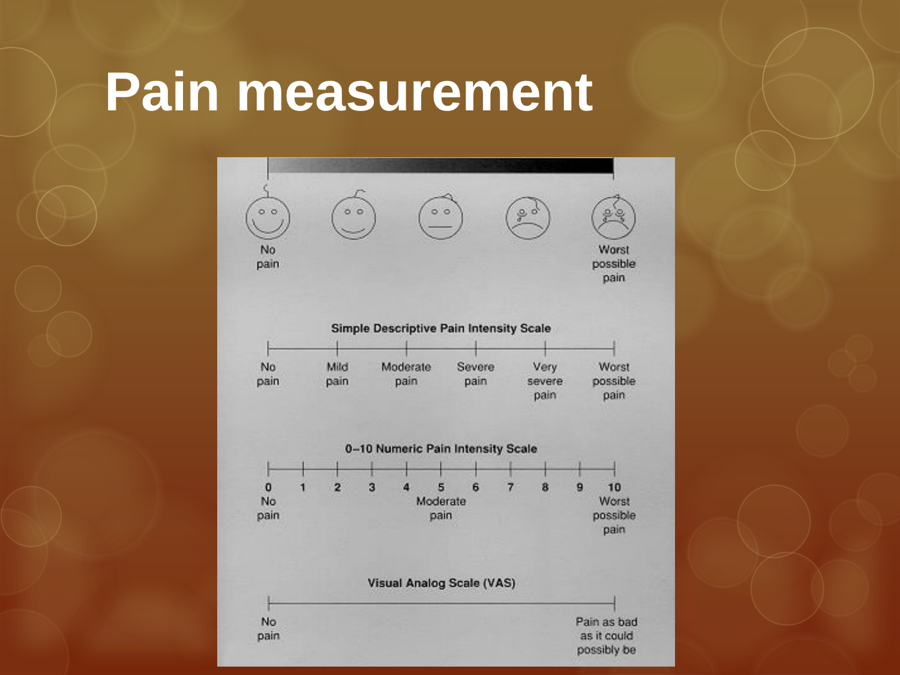# Pain measurement

No pain — Worst possible pain

**Simple Descriptive Pain Intensity Scale**

No pain — Mild pain — Moderate pain — Severe pain — Very severe pain — Worst possible pain

**0–10 Numeric Pain Intensity Scale**

0 No pain — 1 — 2 — 3 — 4 — 5 Moderate pain — 6 — 7 — 8 — 9 — 10 Worst possible pain

**Visual Analog Scale (VAS)**

No pain — Pain as bad as it could possibly be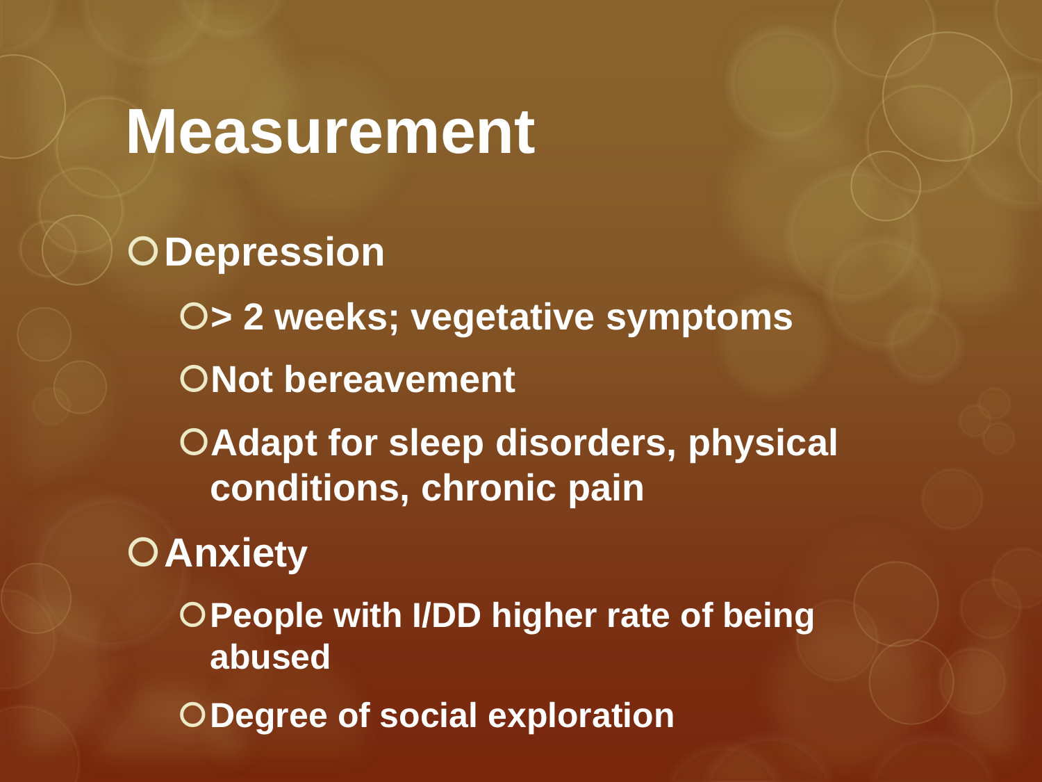# Measurement

- Depression
  - > 2 weeks; vegetative symptoms
  - Not bereavement
  - Adapt for sleep disorders, physical conditions, chronic pain
- Anxiety
  - People with I/DD higher rate of being abused
  - Degree of social exploration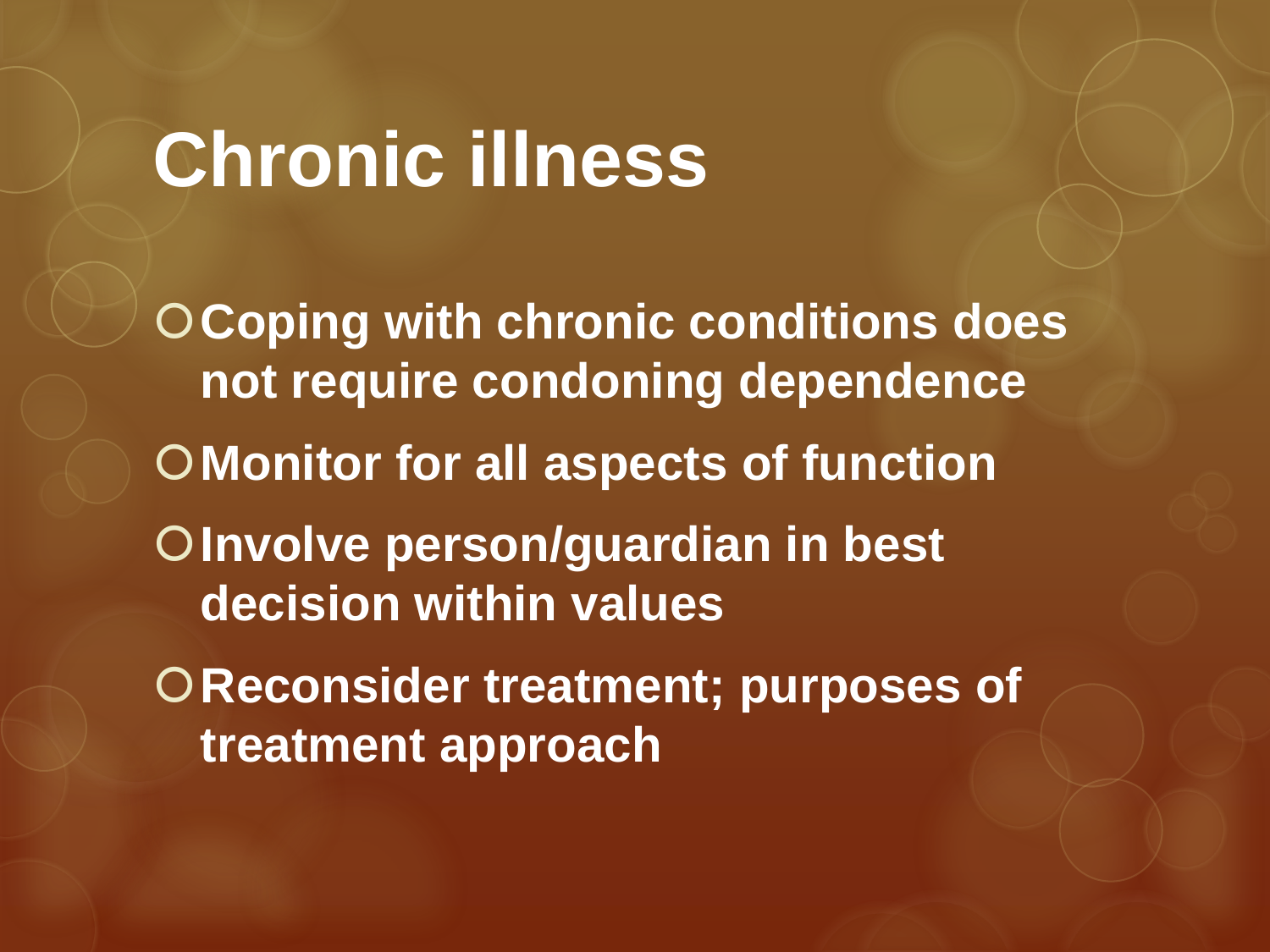# Chronic illness

- **Coping with chronic conditions does not require condoning dependence**
- **Monitor for all aspects of function**
- **Involve person/guardian in best decision within values**
- **Reconsider treatment; purposes of treatment approach**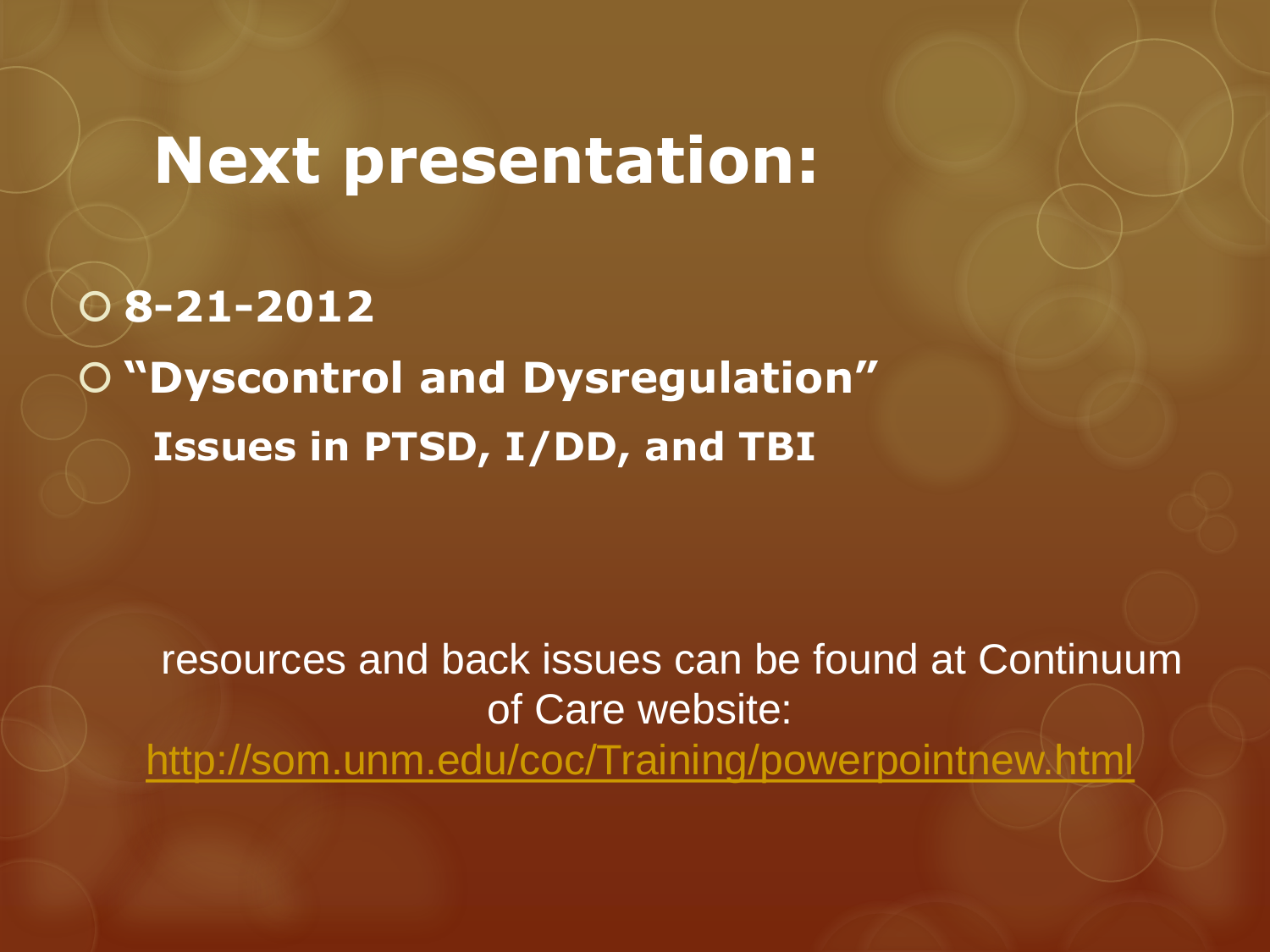# Next presentation:

- **8-21-2012**
- **"Dyscontrol and Dysregulation"**
  **Issues in PTSD, I/DD, and TBI**

resources and back issues can be found at Continuum of Care website:
http://som.unm.edu/coc/Training/powerpointnew.html